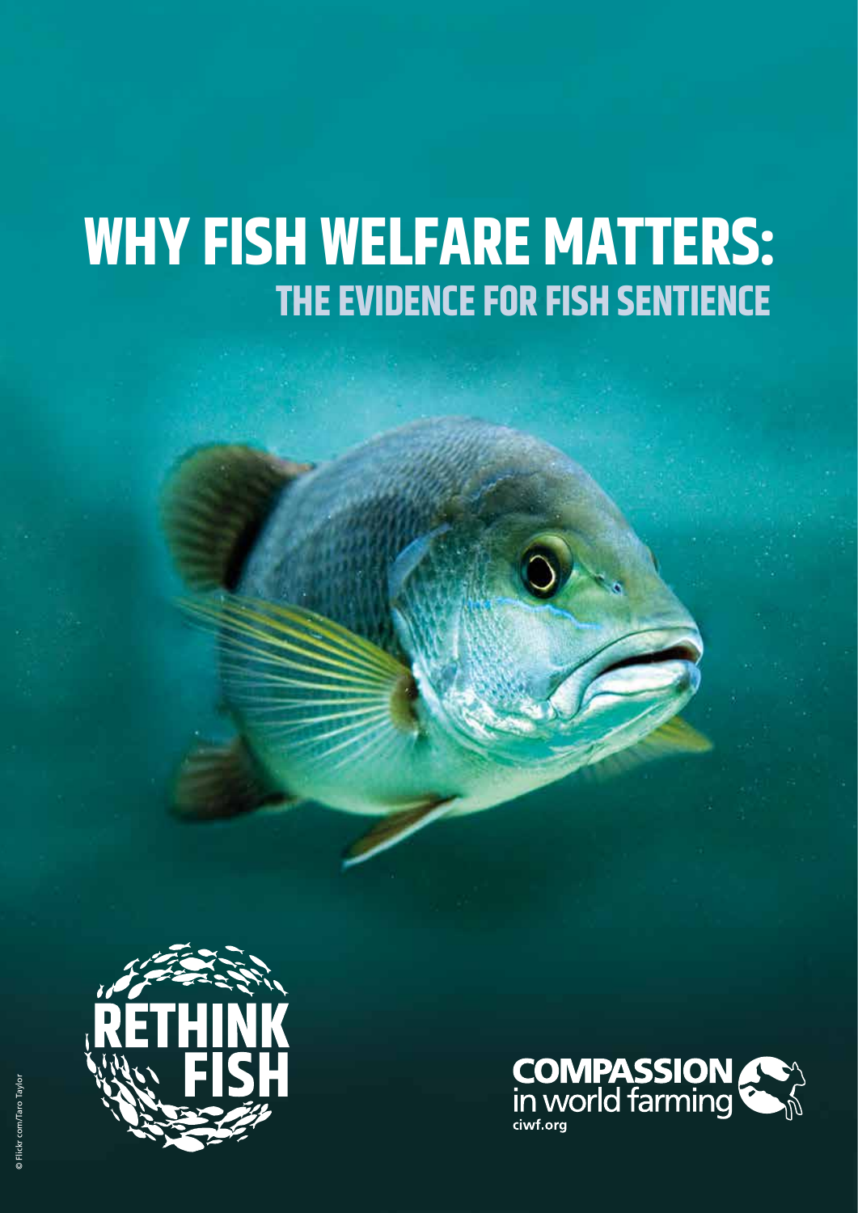# WHY FISH WELFARE MATTERS:

## THE EVIDENCE FOR FISH SENTIENCE

RETHINK FISH

COMPASSION in world farming

ciwf.org

© Flickr.com/Taro Taylor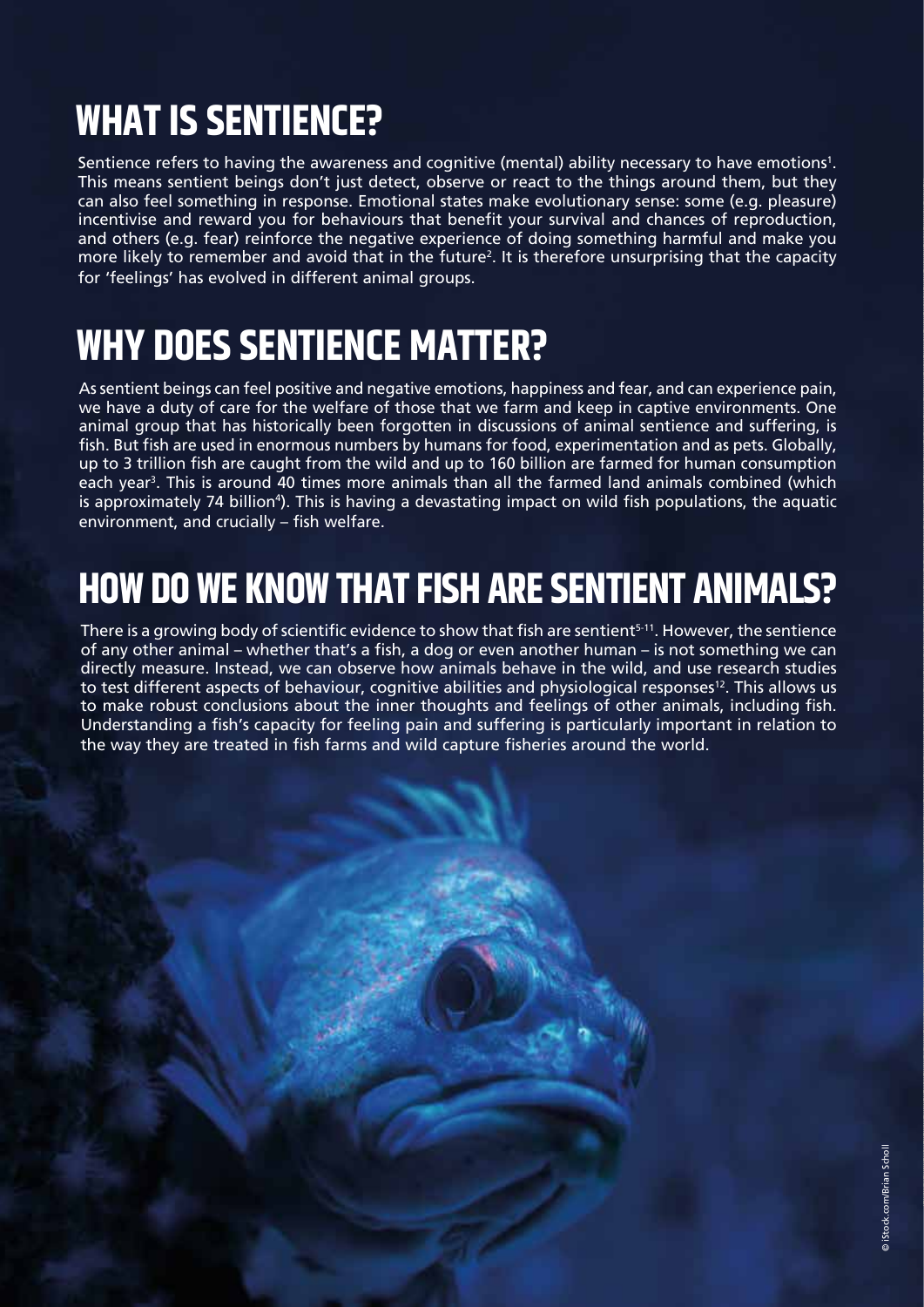# WHAT IS SENTIENCE?

Sentience refers to having the awareness and cognitive (mental) ability necessary to have emotions[1]. This means sentient beings don't just detect, observe or react to the things around them, but they can also feel something in response. Emotional states make evolutionary sense: some (e.g. pleasure) incentivise and reward you for behaviours that benefit your survival and chances of reproduction, and others (e.g. fear) reinforce the negative experience of doing something harmful and make you more likely to remember and avoid that in the future[2]. It is therefore unsurprising that the capacity for 'feelings' has evolved in different animal groups.

# WHY DOES SENTIENCE MATTER?

As sentient beings can feel positive and negative emotions, happiness and fear, and can experience pain, we have a duty of care for the welfare of those that we farm and keep in captive environments. One animal group that has historically been forgotten in discussions of animal sentience and suffering, is fish. But fish are used in enormous numbers by humans for food, experimentation and as pets. Globally, up to 3 trillion fish are caught from the wild and up to 160 billion are farmed for human consumption each year[3]. This is around 40 times more animals than all the farmed land animals combined (which is approximately 74 billion[4]). This is having a devastating impact on wild fish populations, the aquatic environment, and crucially – fish welfare.

# HOW DO WE KNOW THAT FISH ARE SENTIENT ANIMALS?

There is a growing body of scientific evidence to show that fish are sentient[5-11]. However, the sentience of any other animal – whether that's a fish, a dog or even another human – is not something we can directly measure. Instead, we can observe how animals behave in the wild, and use research studies to test different aspects of behaviour, cognitive abilities and physiological responses[12]. This allows us to make robust conclusions about the inner thoughts and feelings of other animals, including fish. Understanding a fish's capacity for feeling pain and suffering is particularly important in relation to the way they are treated in fish farms and wild capture fisheries around the world.

© iStock.com/Brian Scholl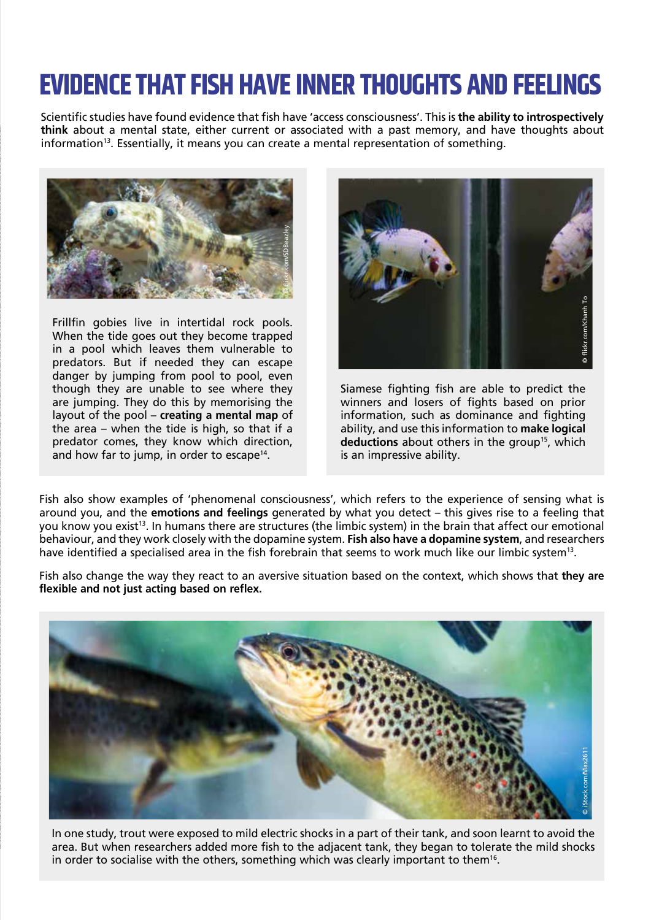# EVIDENCE THAT FISH HAVE INNER THOUGHTS AND FEELINGS

Scientific studies have found evidence that fish have 'access consciousness'. This is **the ability to introspectively think** about a mental state, either current or associated with a past memory, and have thoughts about information[13]. Essentially, it means you can create a mental representation of something.

© flickr.com/SDBeazley

Frillfin gobies live in intertidal rock pools. When the tide goes out they become trapped in a pool which leaves them vulnerable to predators. But if needed they can escape danger by jumping from pool to pool, even though they are unable to see where they are jumping. They do this by memorising the layout of the pool – **creating a mental map** of the area – when the tide is high, so that if a predator comes, they know which direction, and how far to jump, in order to escape[14].

© flickr.com/Khanh To

Siamese fighting fish are able to predict the winners and losers of fights based on prior information, such as dominance and fighting ability, and use this information to **make logical deductions** about others in the group[15], which is an impressive ability.

Fish also show examples of 'phenomenal consciousness', which refers to the experience of sensing what is around you, and the **emotions and feelings** generated by what you detect – this gives rise to a feeling that you know you exist[13]. In humans there are structures (the limbic system) in the brain that affect our emotional behaviour, and they work closely with the dopamine system. **Fish also have a dopamine system**, and researchers have identified a specialised area in the fish forebrain that seems to work much like our limbic system[13].

Fish also change the way they react to an aversive situation based on the context, which shows that **they are flexible and not just acting based on reflex.**

© iStock.com/Max2611

In one study, trout were exposed to mild electric shocks in a part of their tank, and soon learnt to avoid the area. But when researchers added more fish to the adjacent tank, they began to tolerate the mild shocks in order to socialise with the others, something which was clearly important to them[16].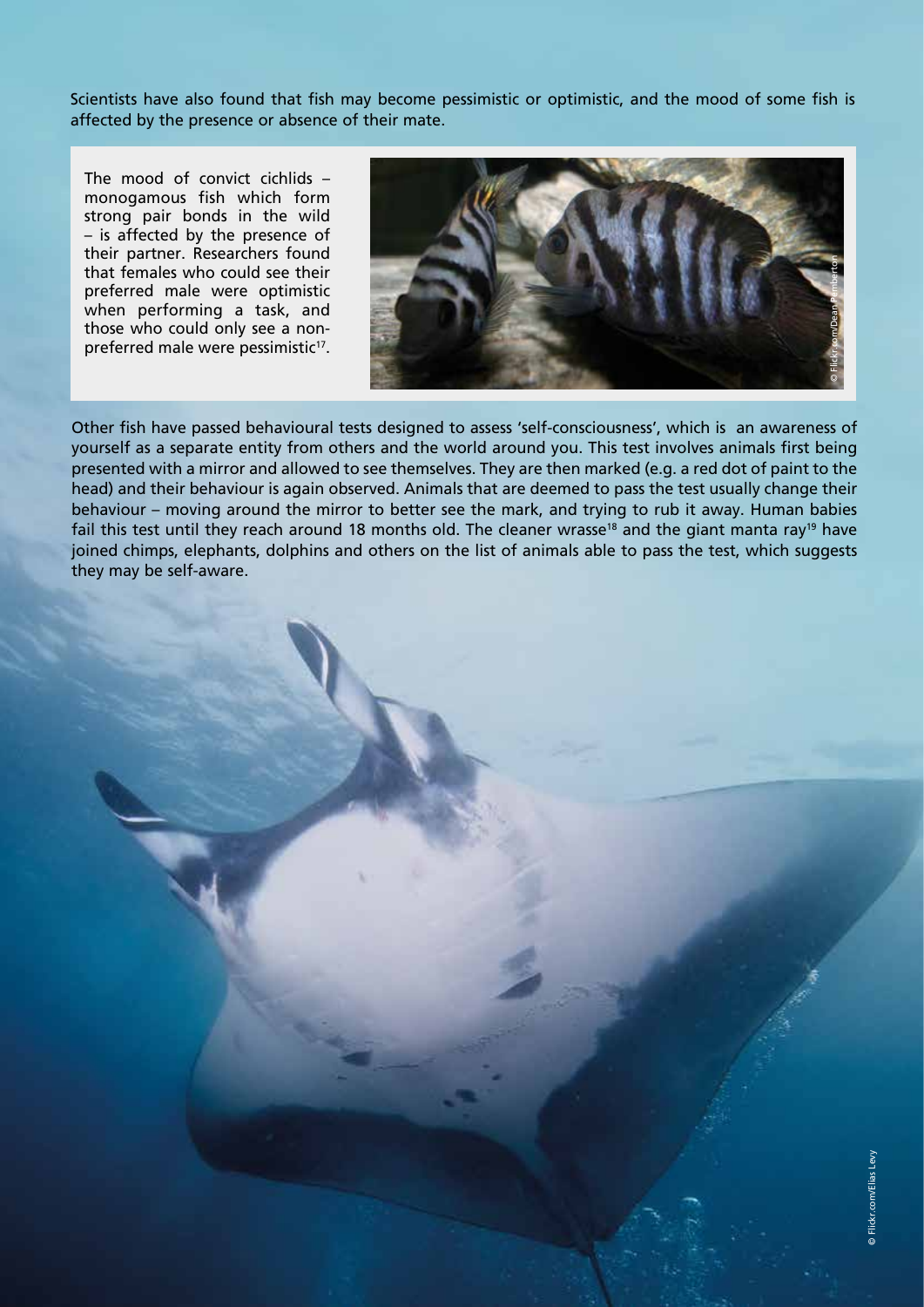Scientists have also found that fish may become pessimistic or optimistic, and the mood of some fish is affected by the presence or absence of their mate.

The mood of convict cichlids – monogamous fish which form strong pair bonds in the wild – is affected by the presence of their partner. Researchers found that females who could see their preferred male were optimistic when performing a task, and those who could only see a non-preferred male were pessimistic[17].

© Flickr.com/Dean Pemberton

Other fish have passed behavioural tests designed to assess 'self-consciousness', which is an awareness of yourself as a separate entity from others and the world around you. This test involves animals first being presented with a mirror and allowed to see themselves. They are then marked (e.g. a red dot of paint to the head) and their behaviour is again observed. Animals that are deemed to pass the test usually change their behaviour – moving around the mirror to better see the mark, and trying to rub it away. Human babies fail this test until they reach around 18 months old. The cleaner wrasse[18] and the giant manta ray[19] have joined chimps, elephants, dolphins and others on the list of animals able to pass the test, which suggests they may be self-aware.

© Flickr.com/Elias Levy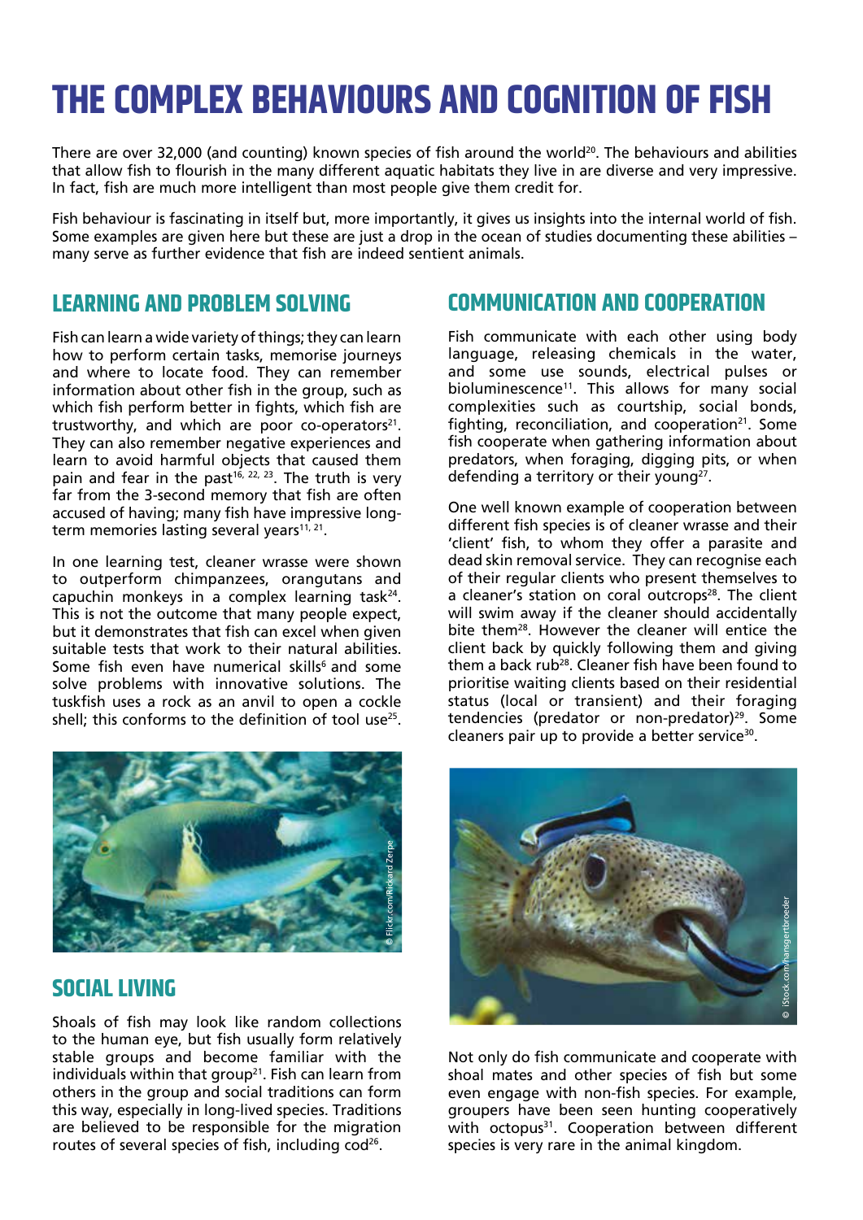# THE COMPLEX BEHAVIOURS AND COGNITION OF FISH

There are over 32,000 (and counting) known species of fish around the world[20]. The behaviours and abilities that allow fish to flourish in the many different aquatic habitats they live in are diverse and very impressive. In fact, fish are much more intelligent than most people give them credit for.

Fish behaviour is fascinating in itself but, more importantly, it gives us insights into the internal world of fish. Some examples are given here but these are just a drop in the ocean of studies documenting these abilities – many serve as further evidence that fish are indeed sentient animals.

## LEARNING AND PROBLEM SOLVING

Fish can learn a wide variety of things; they can learn how to perform certain tasks, memorise journeys and where to locate food. They can remember information about other fish in the group, such as which fish perform better in fights, which fish are trustworthy, and which are poor co-operators[21]. They can also remember negative experiences and learn to avoid harmful objects that caused them pain and fear in the past[16, 22, 23]. The truth is very far from the 3-second memory that fish are often accused of having; many fish have impressive long-term memories lasting several years[11, 21].

In one learning test, cleaner wrasse were shown to outperform chimpanzees, orangutans and capuchin monkeys in a complex learning task[24]. This is not the outcome that many people expect, but it demonstrates that fish can excel when given suitable tests that work to their natural abilities. Some fish even have numerical skills[6] and some solve problems with innovative solutions. The tuskfish uses a rock as an anvil to open a cockle shell; this conforms to the definition of tool use[25].

© Flickr.com/Rickard Zerpe

## SOCIAL LIVING

Shoals of fish may look like random collections to the human eye, but fish usually form relatively stable groups and become familiar with the individuals within that group[21]. Fish can learn from others in the group and social traditions can form this way, especially in long-lived species. Traditions are believed to be responsible for the migration routes of several species of fish, including cod[26].

## COMMUNICATION AND COOPERATION

Fish communicate with each other using body language, releasing chemicals in the water, and some use sounds, electrical pulses or bioluminescence[11]. This allows for many social complexities such as courtship, social bonds, fighting, reconciliation, and cooperation[21]. Some fish cooperate when gathering information about predators, when foraging, digging pits, or when defending a territory or their young[27].

One well known example of cooperation between different fish species is of cleaner wrasse and their 'client' fish, to whom they offer a parasite and dead skin removal service. They can recognise each of their regular clients who present themselves to a cleaner's station on coral outcrops[28]. The client will swim away if the cleaner should accidentally bite them[28]. However the cleaner will entice the client back by quickly following them and giving them a back rub[28]. Cleaner fish have been found to prioritise waiting clients based on their residential status (local or transient) and their foraging tendencies (predator or non-predator)[29]. Some cleaners pair up to provide a better service[30].

© iStock.com/hansgertbroeder

Not only do fish communicate and cooperate with shoal mates and other species of fish but some even engage with non-fish species. For example, groupers have been seen hunting cooperatively with octopus[31]. Cooperation between different species is very rare in the animal kingdom.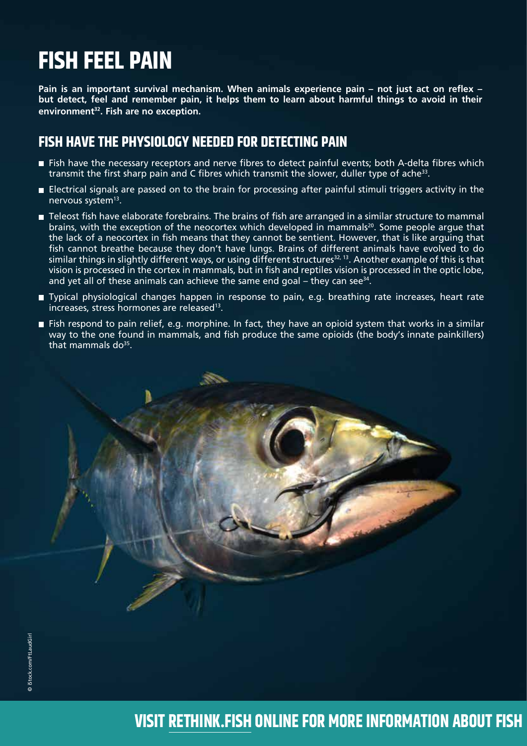# FISH FEEL PAIN

**Pain is an important survival mechanism. When animals experience pain – not just act on reflex – but detect, feel and remember pain, it helps them to learn about harmful things to avoid in their environment[32]. Fish are no exception.**

## FISH HAVE THE PHYSIOLOGY NEEDED FOR DETECTING PAIN

- Fish have the necessary receptors and nerve fibres to detect painful events; both A-delta fibres which transmit the first sharp pain and C fibres which transmit the slower, duller type of ache[33].
- Electrical signals are passed on to the brain for processing after painful stimuli triggers activity in the nervous system[13].
- Teleost fish have elaborate forebrains. The brains of fish are arranged in a similar structure to mammal brains, with the exception of the neocortex which developed in mammals[20]. Some people argue that the lack of a neocortex in fish means that they cannot be sentient. However, that is like arguing that fish cannot breathe because they don't have lungs. Brains of different animals have evolved to do similar things in slightly different ways, or using different structures[32, 13]. Another example of this is that vision is processed in the cortex in mammals, but in fish and reptiles vision is processed in the optic lobe, and yet all of these animals can achieve the same end goal – they can see[34].
- Typical physiological changes happen in response to pain, e.g. breathing rate increases, heart rate increases, stress hormones are released[13].
- Fish respond to pain relief, e.g. morphine. In fact, they have an opioid system that works in a similar way to the one found in mammals, and fish produce the same opioids (the body's innate painkillers) that mammals do[35].

© iStock.com/FtLaudGirl

VISIT RETHINK.FISH ONLINE FOR MORE INFORMATION ABOUT FISH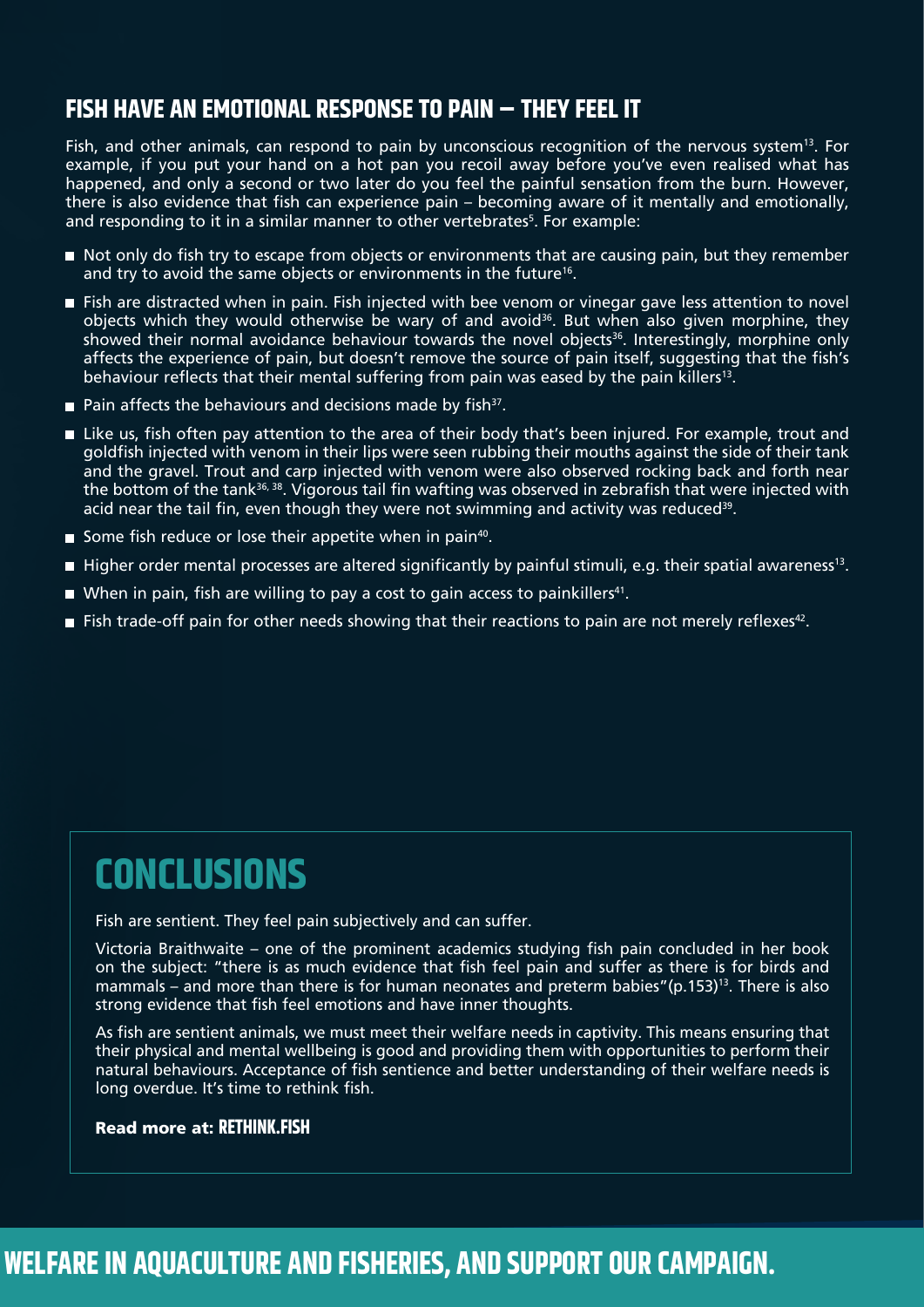## FISH HAVE AN EMOTIONAL RESPONSE TO PAIN – THEY FEEL IT

Fish, and other animals, can respond to pain by unconscious recognition of the nervous system[13]. For example, if you put your hand on a hot pan you recoil away before you've even realised what has happened, and only a second or two later do you feel the painful sensation from the burn. However, there is also evidence that fish can experience pain – becoming aware of it mentally and emotionally, and responding to it in a similar manner to other vertebrates[5]. For example:

- Not only do fish try to escape from objects or environments that are causing pain, but they remember and try to avoid the same objects or environments in the future[16].
- Fish are distracted when in pain. Fish injected with bee venom or vinegar gave less attention to novel objects which they would otherwise be wary of and avoid[36]. But when also given morphine, they showed their normal avoidance behaviour towards the novel objects[36]. Interestingly, morphine only affects the experience of pain, but doesn't remove the source of pain itself, suggesting that the fish's behaviour reflects that their mental suffering from pain was eased by the pain killers[13].
- Pain affects the behaviours and decisions made by fish[37].
- Like us, fish often pay attention to the area of their body that's been injured. For example, trout and goldfish injected with venom in their lips were seen rubbing their mouths against the side of their tank and the gravel. Trout and carp injected with venom were also observed rocking back and forth near the bottom of the tank[36, 38]. Vigorous tail fin wafting was observed in zebrafish that were injected with acid near the tail fin, even though they were not swimming and activity was reduced[39].
- Some fish reduce or lose their appetite when in pain[40].
- Higher order mental processes are altered significantly by painful stimuli, e.g. their spatial awareness[13].
- When in pain, fish are willing to pay a cost to gain access to painkillers[41].
- Fish trade-off pain for other needs showing that their reactions to pain are not merely reflexes[42].

# CONCLUSIONS

Fish are sentient. They feel pain subjectively and can suffer.

Victoria Braithwaite – one of the prominent academics studying fish pain concluded in her book on the subject: "there is as much evidence that fish feel pain and suffer as there is for birds and mammals – and more than there is for human neonates and preterm babies"(p.153)[13]. There is also strong evidence that fish feel emotions and have inner thoughts.

As fish are sentient animals, we must meet their welfare needs in captivity. This means ensuring that their physical and mental wellbeing is good and providing them with opportunities to perform their natural behaviours. Acceptance of fish sentience and better understanding of their welfare needs is long overdue. It's time to rethink fish.

**Read more at: RETHINK.FISH**

## WELFARE IN AQUACULTURE AND FISHERIES, AND SUPPORT OUR CAMPAIGN.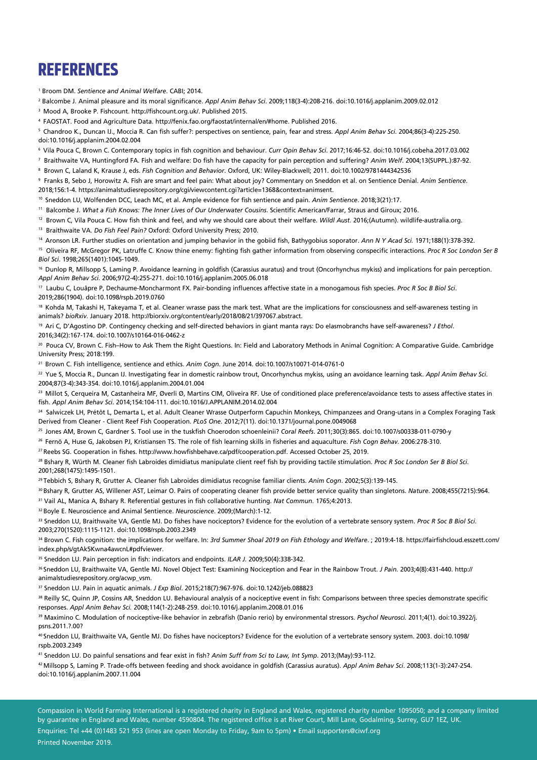# REFERENCES

[1] Broom DM. *Sentience and Animal Welfare*. CABI; 2014.

[2] Balcombe J. Animal pleasure and its moral significance. *Appl Anim Behav Sci*. 2009;118(3-4):208-216. doi:10.1016/j.applanim.2009.02.012

[3] Mood A, Brooke P. Fishcount. http://fishcount.org.uk/. Published 2015.

[4] FAOSTAT. Food and Agriculture Data. http://fenix.fao.org/faostat/internal/en/#home. Published 2016.

[5] Chandroo K., Duncan IJ., Moccia R. Can fish suffer?: perspectives on sentience, pain, fear and stress. *Appl Anim Behav Sci*. 2004;86(3-4):225-250. doi:10.1016/j.applanim.2004.02.004

[6] Vila Pouca C, Brown C. Contemporary topics in fish cognition and behaviour. *Curr Opin Behav Sci*. 2017;16:46-52. doi:10.1016/j.cobeha.2017.03.002

[7] Braithwaite VA, Huntingford FA. Fish and welfare: Do fish have the capacity for pain perception and suffering? *Anim Welf*. 2004;13(SUPPL.):87-92.

[8] Brown C, Laland K, Krause J, eds. *Fish Cognition and Behavior*. Oxford, UK: Wiley-Blackwell; 2011. doi:10.1002/9781444342536

[9] Franks B, Sebo J, Horowitz A. Fish are smart and feel pain: What about joy? Commentary on Sneddon et al. on Sentience Denial. *Anim Sentience*. 2018;156:1-4. https://animalstudiesrepository.org/cgi/viewcontent.cgi?article=1368&context=animsent.

[10] Sneddon LU, Wolfenden DCC, Leach MC, et al. Ample evidence for fish sentience and pain. *Anim Sentience*. 2018;3(21):17.

[11] Balcombe J. *What a Fish Knows: The Inner Lives of Our Underwater Cousins*. Scientific American/Farrar, Straus and Giroux; 2016.

[12] Brown C, Vila Pouca C. How fish think and feel, and why we should care about their welfare. *Wildl Aust*. 2016;(Autumn). wildlife-australia.org.

[13] Braithwaite VA. *Do Fish Feel Pain?* Oxford: Oxford University Press; 2010.

[14] Aronson LR. Further studies on orientation and jumping behavior in the gobiid fish, Bathygobius soporator. *Ann N Y Acad Sci.* 1971;188(1):378-392.

[15] Oliveira RF, McGregor PK, Latruffe C. Know thine enemy: fighting fish gather information from observing conspecific interactions. *Proc R Soc London Ser B Biol Sci*. 1998;265(1401):1045-1049.

[16] Dunlop R, Millsopp S, Laming P. Avoidance learning in goldfish (Carassius auratus) and trout (Oncorhynchus mykiss) and implications for pain perception. *Appl Anim Behav Sci.* 2006;97(2-4):255-271. doi:10.1016/j.applanim.2005.06.018

[17] Laubu C, Louâpre P, Dechaume-Moncharmont FX. Pair-bonding influences affective state in a monogamous fish species. *Proc R Soc B Biol Sci*. 2019;286(1904). doi:10.1098/rspb.2019.0760

[18] Kohda M, Takashi H, Takeyama T, et al. Cleaner wrasse pass the mark test. What are the implications for consciousness and self-awareness testing in animals? *bioRxiv*. January 2018. http://biorxiv.org/content/early/2018/08/21/397067.abstract.

[19] Ari C, D'Agostino DP. Contingency checking and self-directed behaviors in giant manta rays: Do elasmobranchs have self-awareness? *J Ethol*. 2016;34(2):167-174. doi:10.1007/s10164-016-0462-z

[20] Pouca CV, Brown C. Fish–How to Ask Them the Right Questions. In: Field and Laboratory Methods in Animal Cognition: A Comparative Guide. Cambridge University Press; 2018:199.

[21] Brown C. Fish intelligence, sentience and ethics. *Anim Cogn*. June 2014. doi:10.1007/s10071-014-0761-0

[22] Yue S, Moccia R., Duncan IJ. Investigating fear in domestic rainbow trout, Oncorhynchus mykiss, using an avoidance learning task. *Appl Anim Behav Sci*. 2004;87(3-4):343-354. doi:10.1016/j.applanim.2004.01.004

[23] Millot S, Cerqueira M, Castanheira MF, Øverli Ø, Martins CIM, Oliveira RF. Use of conditioned place preference/avoidance tests to assess affective states in fish. *Appl Anim Behav Sci*. 2014;154:104-111. doi:10.1016/J.APPLANIM.2014.02.004

[24] Salwiczek LH, Prétôt L, Demarta L, et al. Adult Cleaner Wrasse Outperform Capuchin Monkeys, Chimpanzees and Orang-utans in a Complex Foraging Task Derived from Cleaner - Client Reef Fish Cooperation. *PLoS One*. 2012;7(11). doi:10.1371/journal.pone.0049068

[25] Jones AM, Brown C, Gardner S. Tool use in the tuskfish Choerodon schoenleinii? *Coral Reefs*. 2011;30(3):865. doi:10.1007/s00338-011-0790-y

[26] Fernö A, Huse G, Jakobsen PJ, Kristiansen TS. The role of fish learning skills in fisheries and aquaculture. *Fish Cogn Behav.* 2006:278-310.

[27] Reebs SG. Cooperation in fishes. http://www.howfishbehave.ca/pdf/cooperation.pdf. Accessed October 25, 2019.

[28] Bshary R, Würth M. Cleaner fish Labroides dimidiatus manipulate client reef fish by providing tactile stimulation. *Proc R Soc London Ser B Biol Sci*. 2001;268(1475):1495-1501.

[29] Tebbich S, Bshary R, Grutter A. Cleaner fish Labroides dimidiatus recognise familiar clients. *Anim Cogn*. 2002;5(3):139-145.

[30] Bshary R, Grutter AS, Willener AST, Leimar O. Pairs of cooperating cleaner fish provide better service quality than singletons. *Nature*. 2008;455(7215):964.

[31] Vail AL, Manica A, Bshary R. Referential gestures in fish collaborative hunting. *Nat Commun*. 1765;4:2013.

[32] Boyle E. Neuroscience and Animal Sentience. *Neuroscience*. 2009;(March):1-12.

[33] Sneddon LU, Braithwaite VA, Gentle MJ. Do fishes have nociceptors? Evidence for the evolution of a vertebrate sensory system. *Proc R Soc B Biol Sci*. 2003;270(1520):1115-1121. doi:10.1098/rspb.2003.2349

[34] Brown C. Fish cognition: the implications for welfare. In: *3rd Summer Shoal 2019 on Fish Ethology and Welfare*. ; 2019:4-18. https://fairfishcloud.esszett.com/index.php/s/gtAk5Kwna4awcnL#pdfviewer.

[35] Sneddon LU. Pain perception in fish: indicators and endpoints. *ILAR J.* 2009;50(4):338-342.

[36] Sneddon LU, Braithwaite VA, Gentle MJ. Novel Object Test: Examining Nociception and Fear in the Rainbow Trout. *J Pain.* 2003;4(8):431-440. http://animalstudiesrepository.org/acwp_vsm.

[37] Sneddon LU. Pain in aquatic animals. *J Exp Biol*. 2015;218(7):967-976. doi:10.1242/jeb.088823

[38] Reilly SC, Quinn JP, Cossins AR, Sneddon LU. Behavioural analysis of a nociceptive event in fish: Comparisons between three species demonstrate specific responses. *Appl Anim Behav Sci.* 2008;114(1-2):248-259. doi:10.1016/j.applanim.2008.01.016

[39] Maximino C. Modulation of nociceptive-like behavior in zebrafish (Danio rerio) by environmental stressors. *Psychol Neurosci.* 2011;4(1). doi:10.3922/j.psns.2011.?.00?

[40] Sneddon LU, Braithwaite VA, Gentle MJ. Do fishes have nociceptors? Evidence for the evolution of a vertebrate sensory system. 2003. doi:10.1098/rspb.2003.2349

[41] Sneddon LU. Do painful sensations and fear exist in fish? *Anim Suff from Sci to Law, Int Symp*. 2013;(May):93-112.

[42] Millsopp S, Laming P. Trade-offs between feeding and shock avoidance in goldfish (Carassius auratus). *Appl Anim Behav Sci*. 2008;113(1-3):247-254. doi:10.1016/j.applanim.2007.11.004

Compassion in World Farming International is a registered charity in England and Wales, registered charity number 1095050; and a company limited by guarantee in England and Wales, number 4590804. The registered office is at River Court, Mill Lane, Godalming, Surrey, GU7 1EZ, UK.

Enquiries: Tel +44 (0)1483 521 953 (lines are open Monday to Friday, 9am to 5pm) • Email supporters@ciwf.org

Printed November 2019.